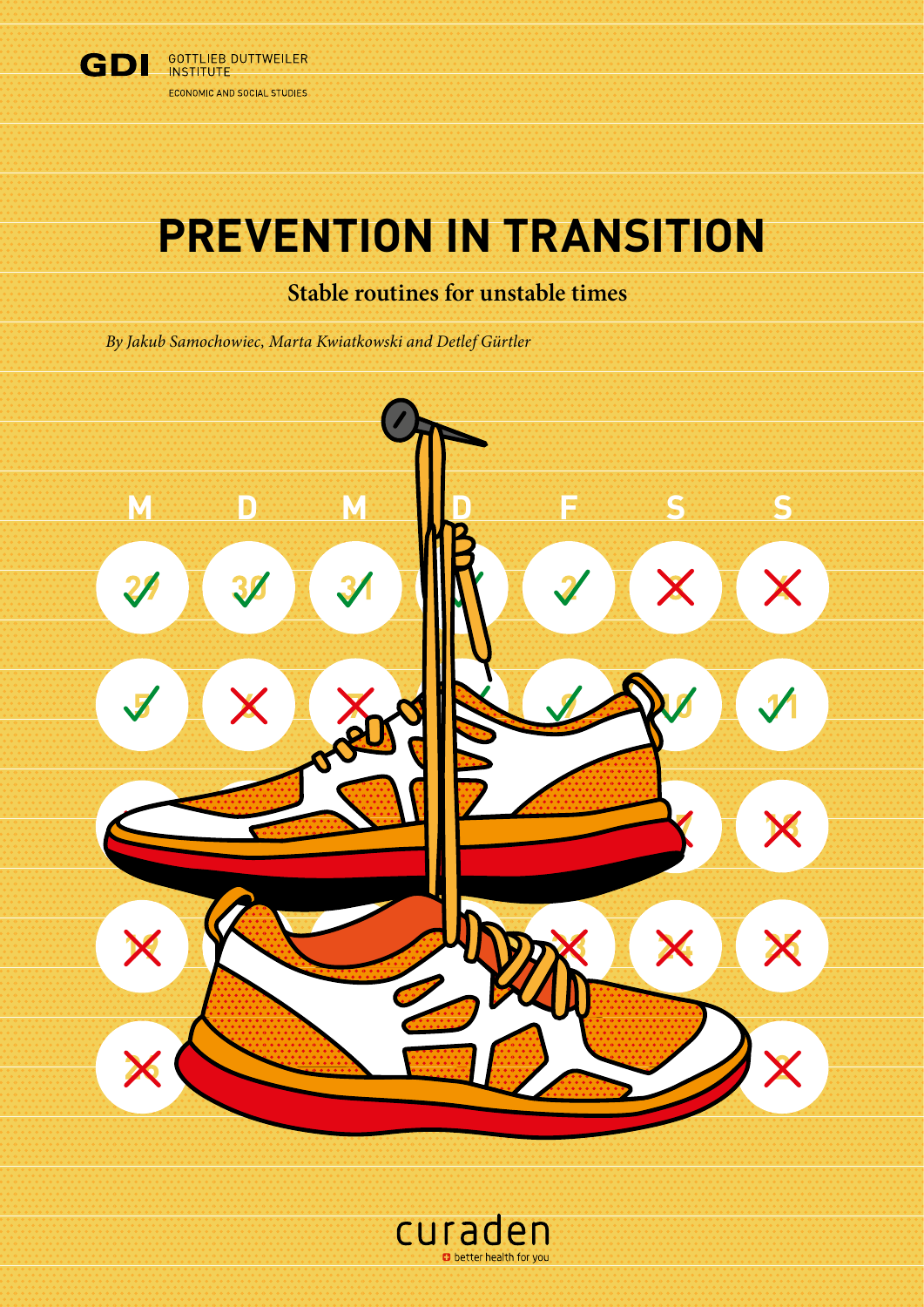GDI GOTTLIEB DUTTWEILER INSTITUTE

ECONOMIC AND SOCIAL STUDIES

# PREVENTION IN TRANSITION

**Stable routines for unstable times**

*By Jakub Samochowiec, Marta Kwiatkowski and Detlef Gürtler*

curaden

better health for you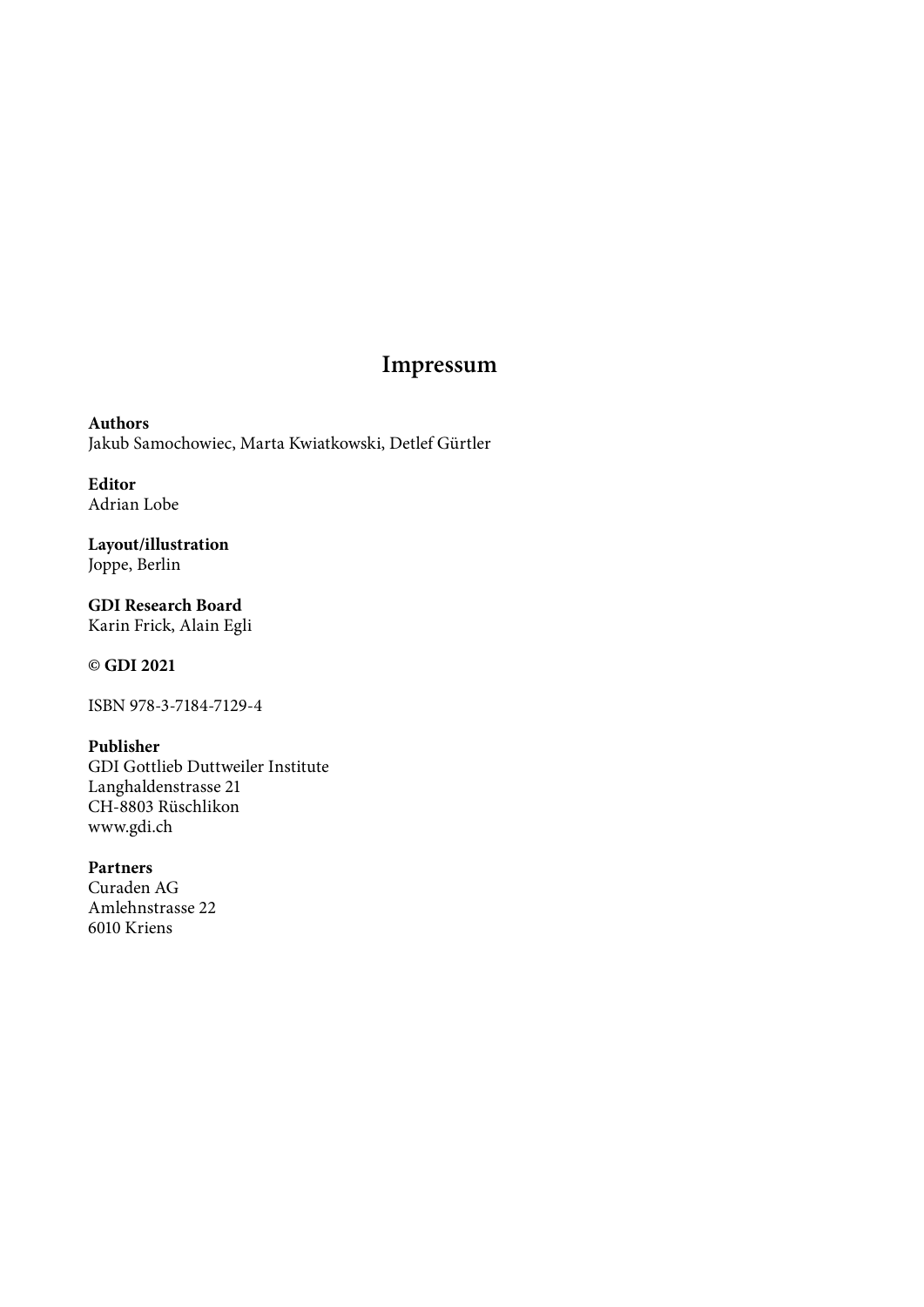## Impressum

**Authors**
Jakub Samochowiec, Marta Kwiatkowski, Detlef Gürtler

**Editor**
Adrian Lobe

**Layout/illustration**
Joppe, Berlin

**GDI Research Board**
Karin Frick, Alain Egli

**© GDI 2021**

ISBN 978-3-7184-7129-4

**Publisher**
GDI Gottlieb Duttweiler Institute
Langhaldenstrasse 21
CH-8803 Rüschlikon
www.gdi.ch

**Partners**
Curaden AG
Amlehnstrasse 22
6010 Kriens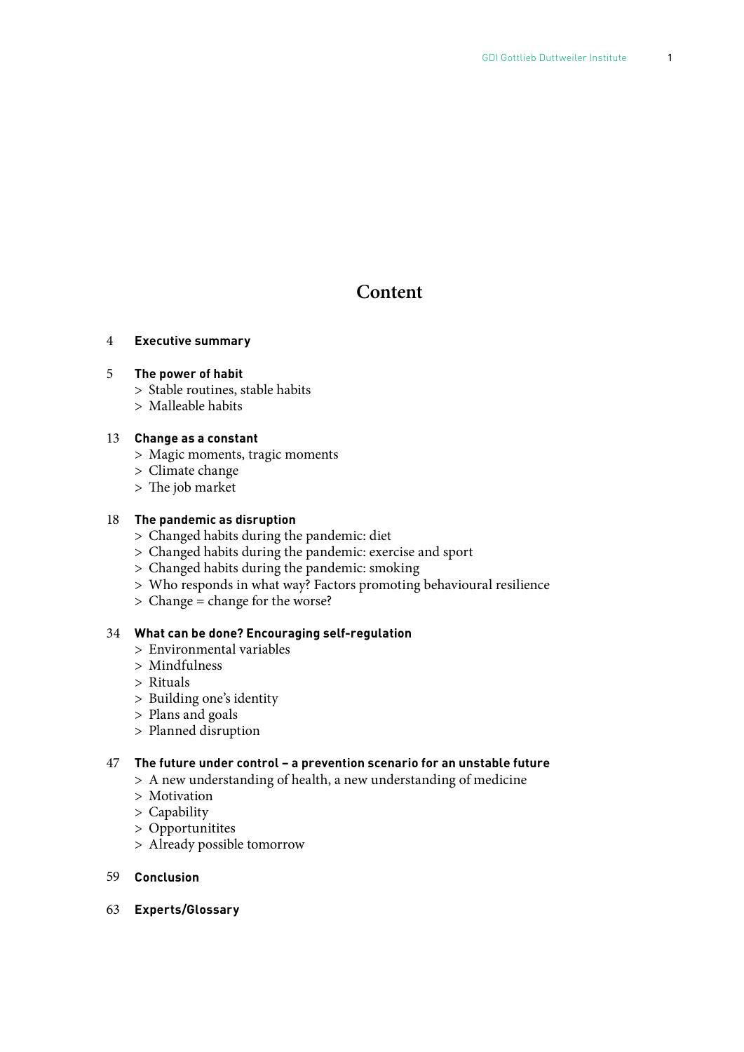# Content

4 **Executive summary**

5 **The power of habit**
> Stable routines, stable habits
> Malleable habits

13 **Change as a constant**
> Magic moments, tragic moments
> Climate change
> The job market

18 **The pandemic as disruption**
> Changed habits during the pandemic: diet
> Changed habits during the pandemic: exercise and sport
> Changed habits during the pandemic: smoking
> Who responds in what way? Factors promoting behavioural resilience
> Change = change for the worse?

34 **What can be done? Encouraging self-regulation**
> Environmental variables
> Mindfulness
> Rituals
> Building one's identity
> Plans and goals
> Planned disruption

47 **The future under control – a prevention scenario for an unstable future**
> A new understanding of health, a new understanding of medicine
> Motivation
> Capability
> Opportunitites
> Already possible tomorrow

59 **Conclusion**

63 **Experts/Glossary**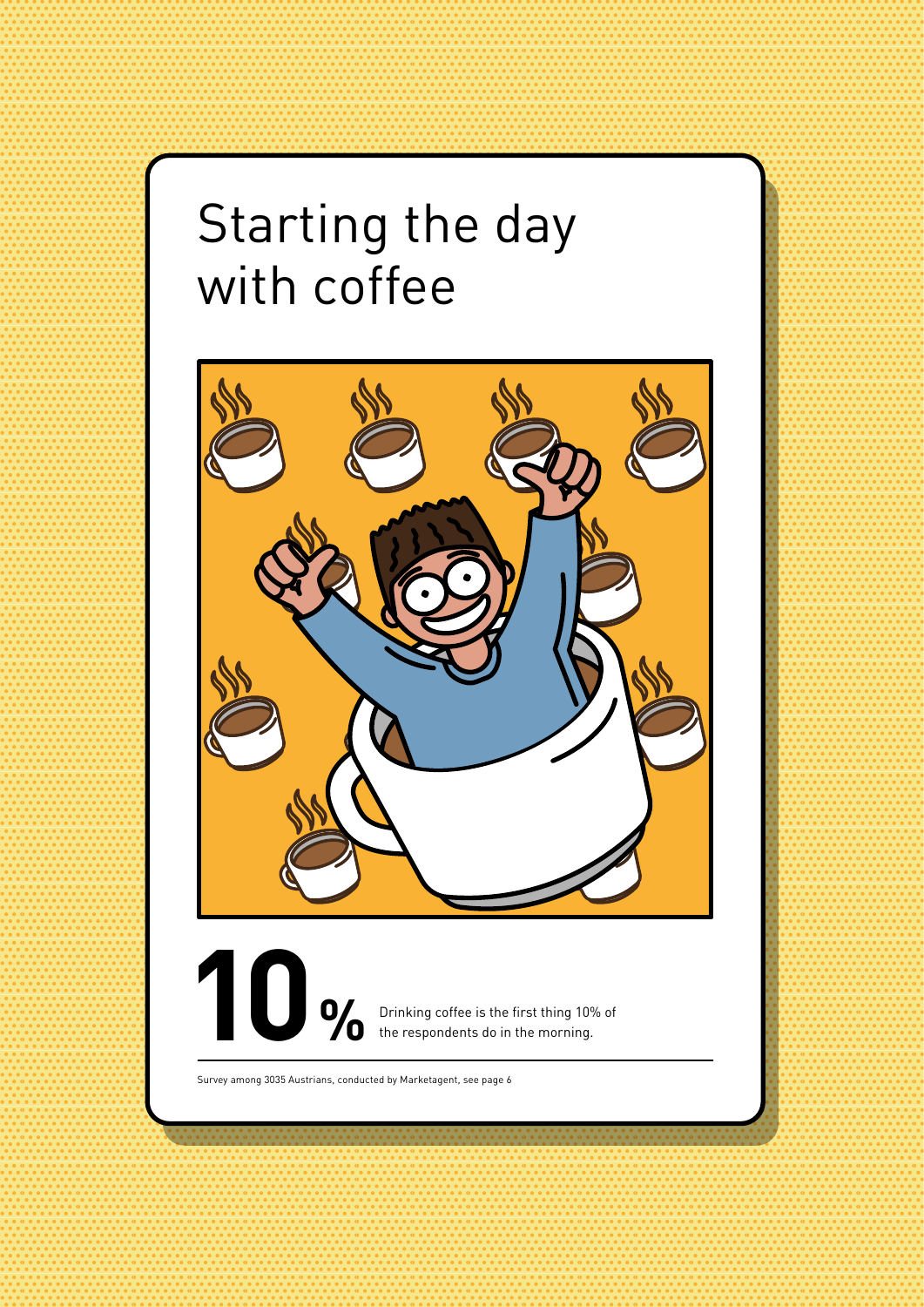# Starting the day with coffee

**10%** Drinking coffee is the first thing 10% of the respondents do in the morning.

Survey among 3035 Austrians, conducted by Marketagent, see page 6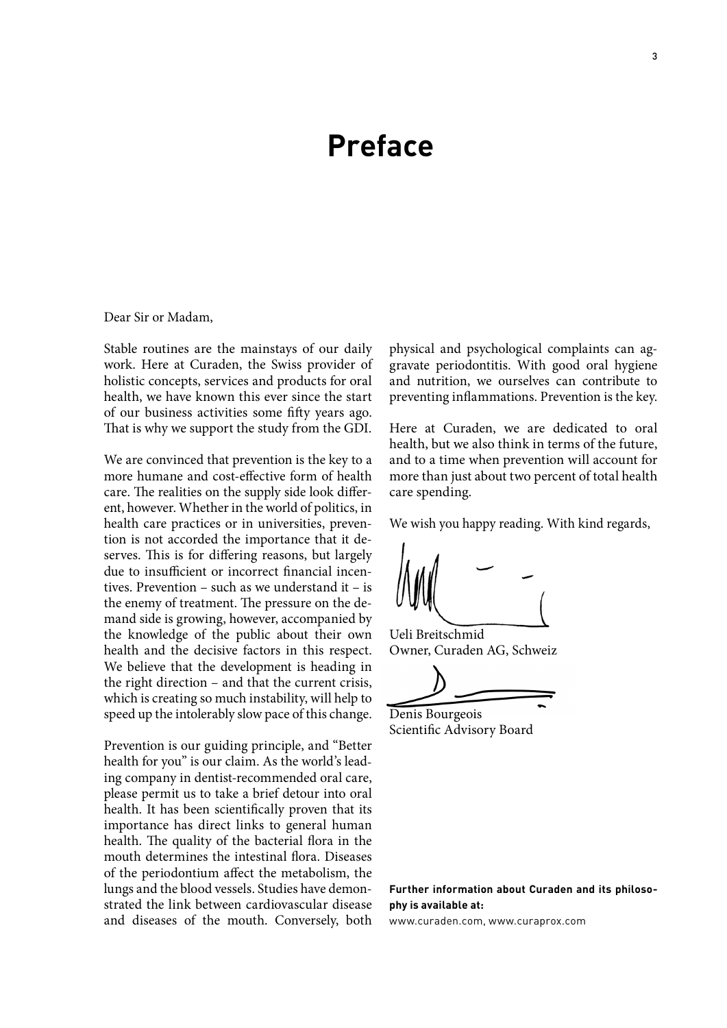# Preface

Dear Sir or Madam,

Stable routines are the mainstays of our daily work. Here at Curaden, the Swiss provider of holistic concepts, services and products for oral health, we have known this ever since the start of our business activities some fifty years ago. That is why we support the study from the GDI.

We are convinced that prevention is the key to a more humane and cost-effective form of health care. The realities on the supply side look different, however. Whether in the world of politics, in health care practices or in universities, prevention is not accorded the importance that it deserves. This is for differing reasons, but largely due to insufficient or incorrect financial incentives. Prevention – such as we understand it – is the enemy of treatment. The pressure on the demand side is growing, however, accompanied by the knowledge of the public about their own health and the decisive factors in this respect. We believe that the development is heading in the right direction – and that the current crisis, which is creating so much instability, will help to speed up the intolerably slow pace of this change.

Prevention is our guiding principle, and "Better health for you" is our claim. As the world's leading company in dentist-recommended oral care, please permit us to take a brief detour into oral health. It has been scientifically proven that its importance has direct links to general human health. The quality of the bacterial flora in the mouth determines the intestinal flora. Diseases of the periodontium affect the metabolism, the lungs and the blood vessels. Studies have demonstrated the link between cardiovascular disease and diseases of the mouth. Conversely, both physical and psychological complaints can aggravate periodontitis. With good oral hygiene and nutrition, we ourselves can contribute to preventing inflammations. Prevention is the key.

Here at Curaden, we are dedicated to oral health, but we also think in terms of the future, and to a time when prevention will account for more than just about two percent of total health care spending.

We wish you happy reading. With kind regards,

Ueli Breitschmid
Owner, Curaden AG, Schweiz

Denis Bourgeois
Scientific Advisory Board

**Further information about Curaden and its philosophy is available at:**
www.curaden.com, www.curaprox.com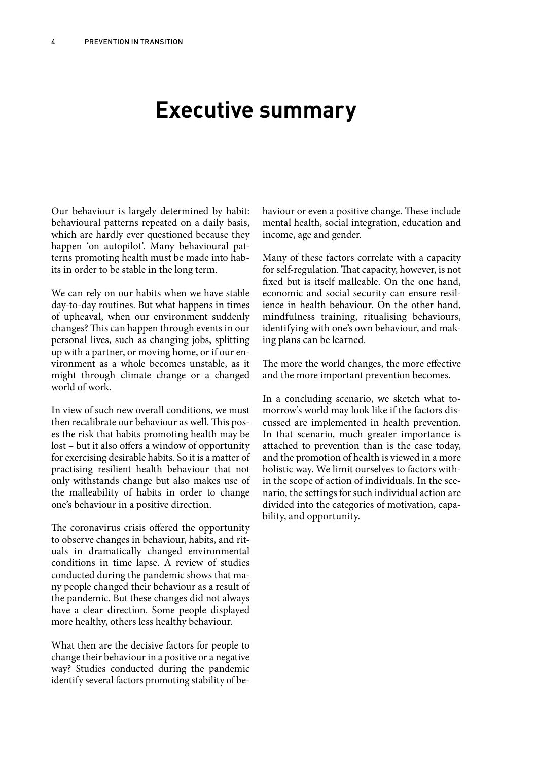# Executive summary

Our behaviour is largely determined by habit: behavioural patterns repeated on a daily basis, which are hardly ever questioned because they happen 'on autopilot'. Many behavioural patterns promoting health must be made into habits in order to be stable in the long term.

We can rely on our habits when we have stable day-to-day routines. But what happens in times of upheaval, when our environment suddenly changes? This can happen through events in our personal lives, such as changing jobs, splitting up with a partner, or moving home, or if our environment as a whole becomes unstable, as it might through climate change or a changed world of work.

In view of such new overall conditions, we must then recalibrate our behaviour as well. This poses the risk that habits promoting health may be lost – but it also offers a window of opportunity for exercising desirable habits. So it is a matter of practising resilient health behaviour that not only withstands change but also makes use of the malleability of habits in order to change one's behaviour in a positive direction.

The coronavirus crisis offered the opportunity to observe changes in behaviour, habits, and rituals in dramatically changed environmental conditions in time lapse. A review of studies conducted during the pandemic shows that many people changed their behaviour as a result of the pandemic. But these changes did not always have a clear direction. Some people displayed more healthy, others less healthy behaviour.

What then are the decisive factors for people to change their behaviour in a positive or a negative way? Studies conducted during the pandemic identify several factors promoting stability of behaviour or even a positive change. These include mental health, social integration, education and income, age and gender.

Many of these factors correlate with a capacity for self-regulation. That capacity, however, is not fixed but is itself malleable. On the one hand, economic and social security can ensure resilience in health behaviour. On the other hand, mindfulness training, ritualising behaviours, identifying with one's own behaviour, and making plans can be learned.

The more the world changes, the more effective and the more important prevention becomes.

In a concluding scenario, we sketch what tomorrow's world may look like if the factors discussed are implemented in health prevention. In that scenario, much greater importance is attached to prevention than is the case today, and the promotion of health is viewed in a more holistic way. We limit ourselves to factors within the scope of action of individuals. In the scenario, the settings for such individual action are divided into the categories of motivation, capability, and opportunity.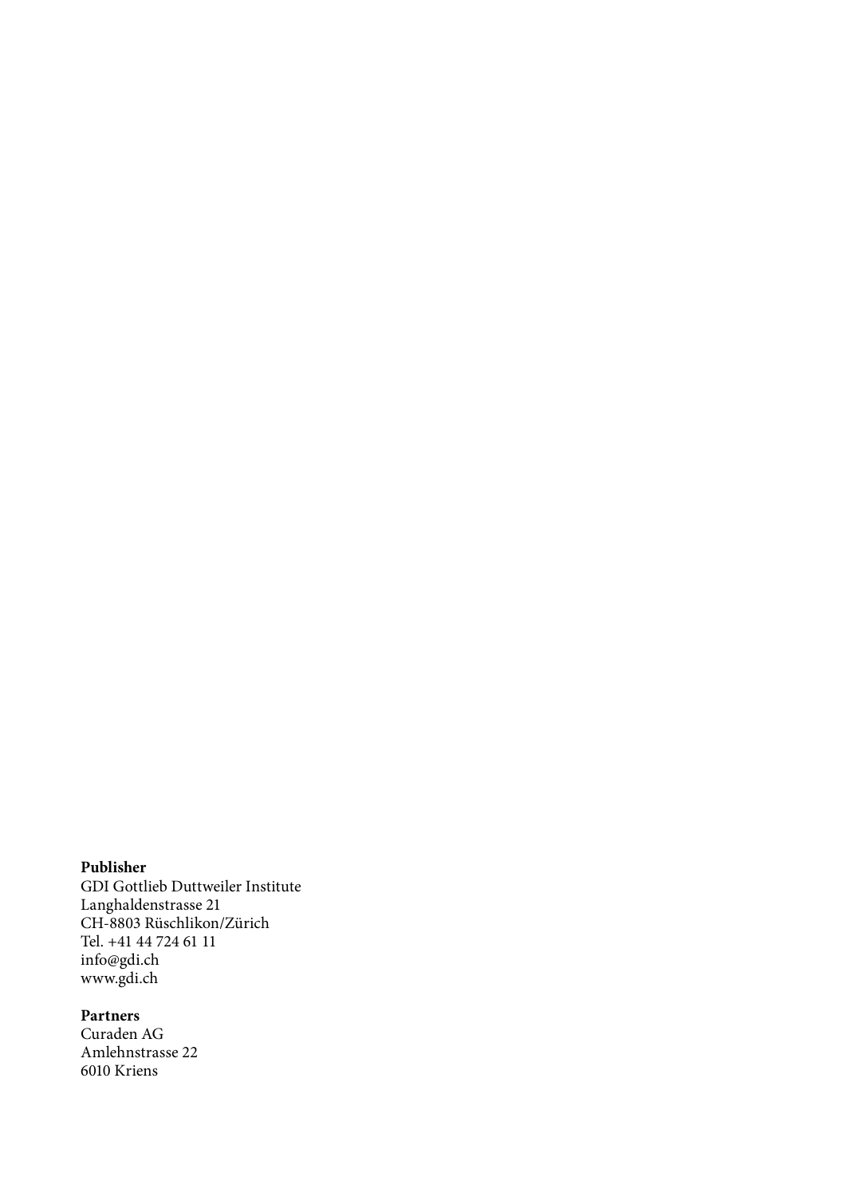**Publisher**
GDI Gottlieb Duttweiler Institute
Langhaldenstrasse 21
CH-8803 Rüschlikon/Zürich
Tel. +41 44 724 61 11
info@gdi.ch
www.gdi.ch

**Partners**
Curaden AG
Amlehnstrasse 22
6010 Kriens